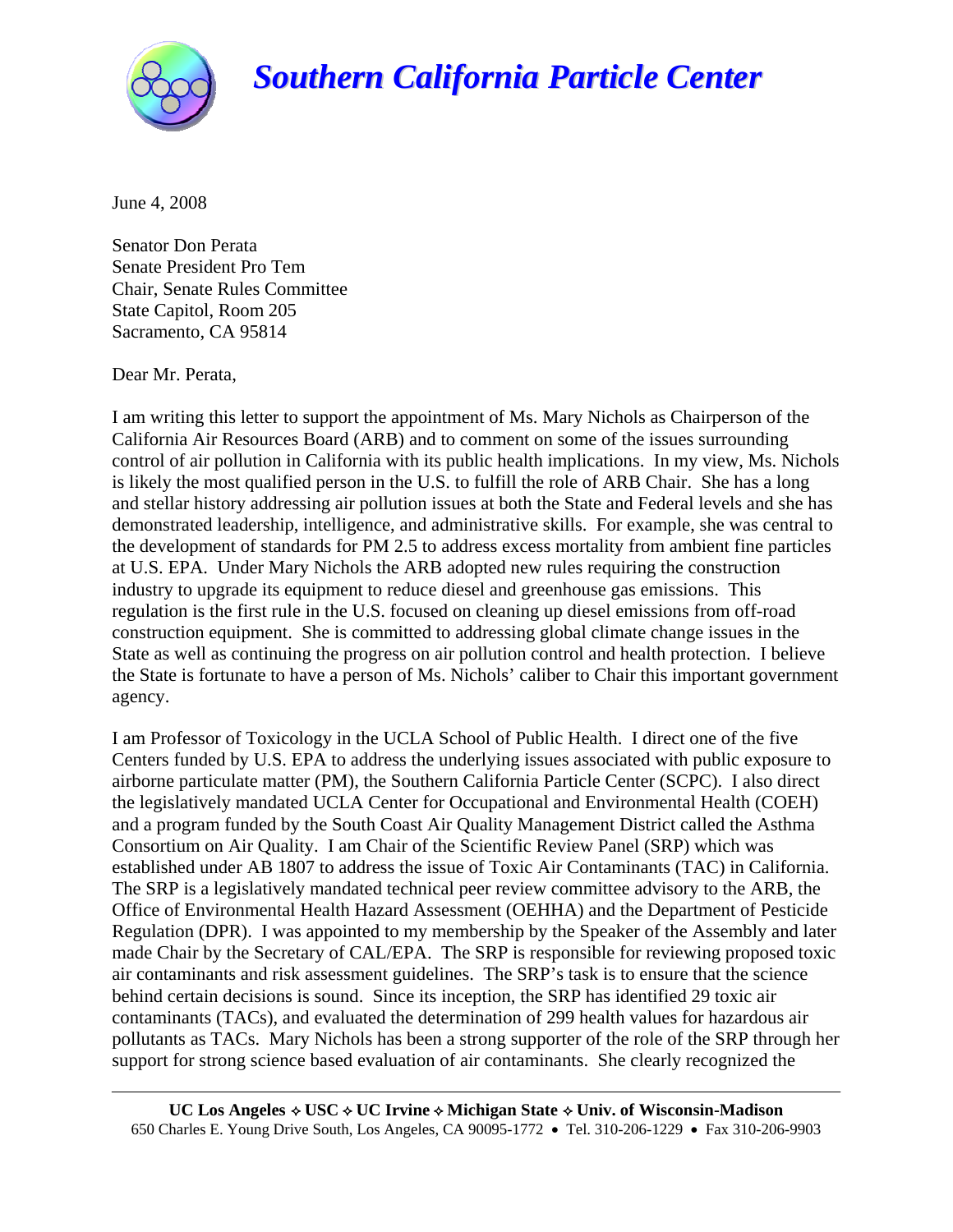# *Southern California Particle Center*

June 4, 2008

Senator Don Perata
Senate President Pro Tem
Chair, Senate Rules Committee
State Capitol, Room 205
Sacramento, CA 95814

Dear Mr. Perata,

I am writing this letter to support the appointment of Ms. Mary Nichols as Chairperson of the California Air Resources Board (ARB) and to comment on some of the issues surrounding control of air pollution in California with its public health implications. In my view, Ms. Nichols is likely the most qualified person in the U.S. to fulfill the role of ARB Chair. She has a long and stellar history addressing air pollution issues at both the State and Federal levels and she has demonstrated leadership, intelligence, and administrative skills. For example, she was central to the development of standards for PM 2.5 to address excess mortality from ambient fine particles at U.S. EPA. Under Mary Nichols the ARB adopted new rules requiring the construction industry to upgrade its equipment to reduce diesel and greenhouse gas emissions. This regulation is the first rule in the U.S. focused on cleaning up diesel emissions from off-road construction equipment. She is committed to addressing global climate change issues in the State as well as continuing the progress on air pollution control and health protection. I believe the State is fortunate to have a person of Ms. Nichols' caliber to Chair this important government agency.

I am Professor of Toxicology in the UCLA School of Public Health. I direct one of the five Centers funded by U.S. EPA to address the underlying issues associated with public exposure to airborne particulate matter (PM), the Southern California Particle Center (SCPC). I also direct the legislatively mandated UCLA Center for Occupational and Environmental Health (COEH) and a program funded by the South Coast Air Quality Management District called the Asthma Consortium on Air Quality. I am Chair of the Scientific Review Panel (SRP) which was established under AB 1807 to address the issue of Toxic Air Contaminants (TAC) in California. The SRP is a legislatively mandated technical peer review committee advisory to the ARB, the Office of Environmental Health Hazard Assessment (OEHHA) and the Department of Pesticide Regulation (DPR). I was appointed to my membership by the Speaker of the Assembly and later made Chair by the Secretary of CAL/EPA. The SRP is responsible for reviewing proposed toxic air contaminants and risk assessment guidelines. The SRP's task is to ensure that the science behind certain decisions is sound. Since its inception, the SRP has identified 29 toxic air contaminants (TACs), and evaluated the determination of 299 health values for hazardous air pollutants as TACs. Mary Nichols has been a strong supporter of the role of the SRP through her support for strong science based evaluation of air contaminants. She clearly recognized the

**UC Los Angeles ✧ USC ✧ UC Irvine ✧ Michigan State ✧ Univ. of Wisconsin-Madison**
650 Charles E. Young Drive South, Los Angeles, CA 90095-1772 • Tel. 310-206-1229 • Fax 310-206-9903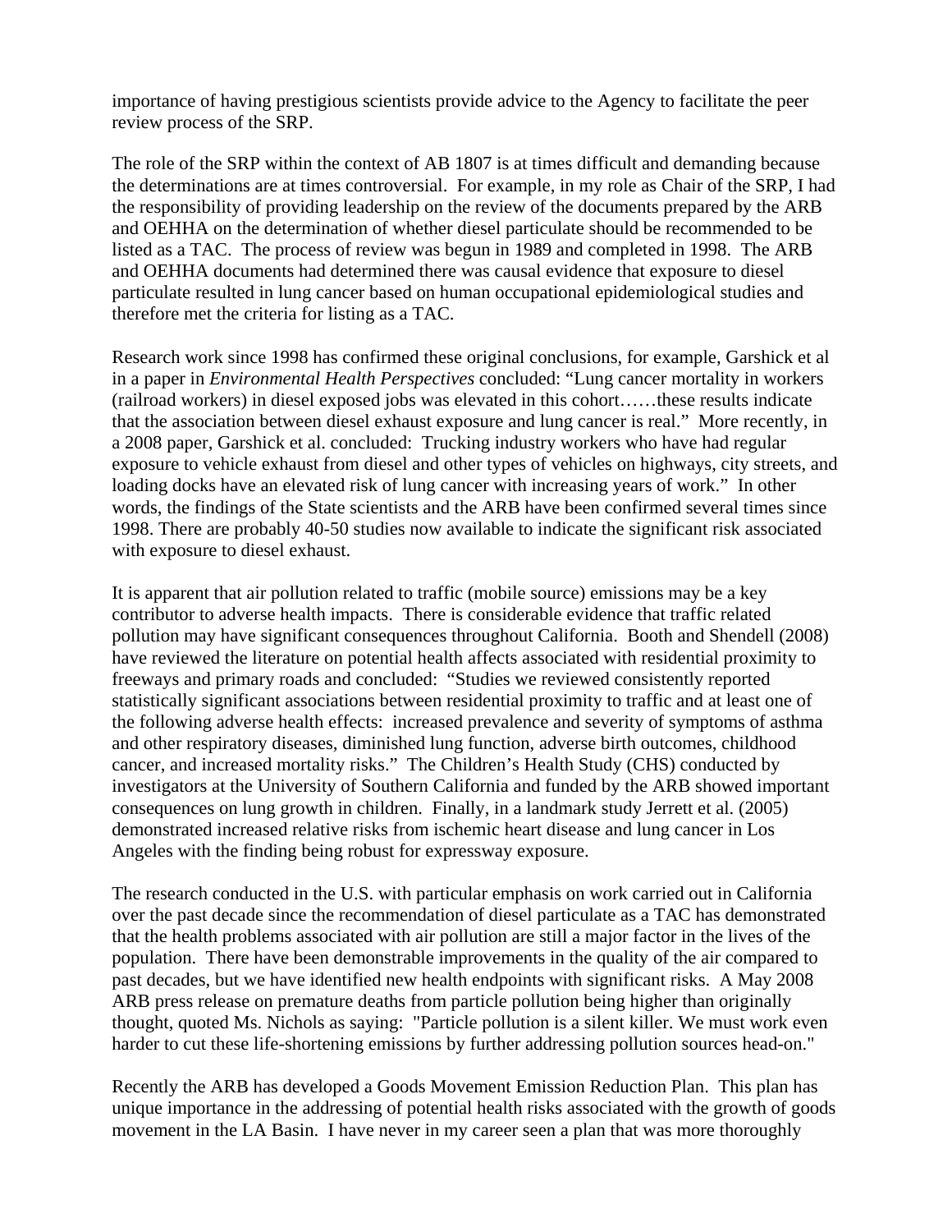importance of having prestigious scientists provide advice to the Agency to facilitate the peer review process of the SRP.

The role of the SRP within the context of AB 1807 is at times difficult and demanding because the determinations are at times controversial. For example, in my role as Chair of the SRP, I had the responsibility of providing leadership on the review of the documents prepared by the ARB and OEHHA on the determination of whether diesel particulate should be recommended to be listed as a TAC. The process of review was begun in 1989 and completed in 1998. The ARB and OEHHA documents had determined there was causal evidence that exposure to diesel particulate resulted in lung cancer based on human occupational epidemiological studies and therefore met the criteria for listing as a TAC.

Research work since 1998 has confirmed these original conclusions, for example, Garshick et al in a paper in *Environmental Health Perspectives* concluded: "Lung cancer mortality in workers (railroad workers) in diesel exposed jobs was elevated in this cohort……these results indicate that the association between diesel exhaust exposure and lung cancer is real." More recently, in a 2008 paper, Garshick et al. concluded: Trucking industry workers who have had regular exposure to vehicle exhaust from diesel and other types of vehicles on highways, city streets, and loading docks have an elevated risk of lung cancer with increasing years of work." In other words, the findings of the State scientists and the ARB have been confirmed several times since 1998. There are probably 40-50 studies now available to indicate the significant risk associated with exposure to diesel exhaust.

It is apparent that air pollution related to traffic (mobile source) emissions may be a key contributor to adverse health impacts. There is considerable evidence that traffic related pollution may have significant consequences throughout California. Booth and Shendell (2008) have reviewed the literature on potential health affects associated with residential proximity to freeways and primary roads and concluded: "Studies we reviewed consistently reported statistically significant associations between residential proximity to traffic and at least one of the following adverse health effects: increased prevalence and severity of symptoms of asthma and other respiratory diseases, diminished lung function, adverse birth outcomes, childhood cancer, and increased mortality risks." The Children's Health Study (CHS) conducted by investigators at the University of Southern California and funded by the ARB showed important consequences on lung growth in children. Finally, in a landmark study Jerrett et al. (2005) demonstrated increased relative risks from ischemic heart disease and lung cancer in Los Angeles with the finding being robust for expressway exposure.

The research conducted in the U.S. with particular emphasis on work carried out in California over the past decade since the recommendation of diesel particulate as a TAC has demonstrated that the health problems associated with air pollution are still a major factor in the lives of the population. There have been demonstrable improvements in the quality of the air compared to past decades, but we have identified new health endpoints with significant risks. A May 2008 ARB press release on premature deaths from particle pollution being higher than originally thought, quoted Ms. Nichols as saying: "Particle pollution is a silent killer. We must work even harder to cut these life-shortening emissions by further addressing pollution sources head-on."

Recently the ARB has developed a Goods Movement Emission Reduction Plan. This plan has unique importance in the addressing of potential health risks associated with the growth of goods movement in the LA Basin. I have never in my career seen a plan that was more thoroughly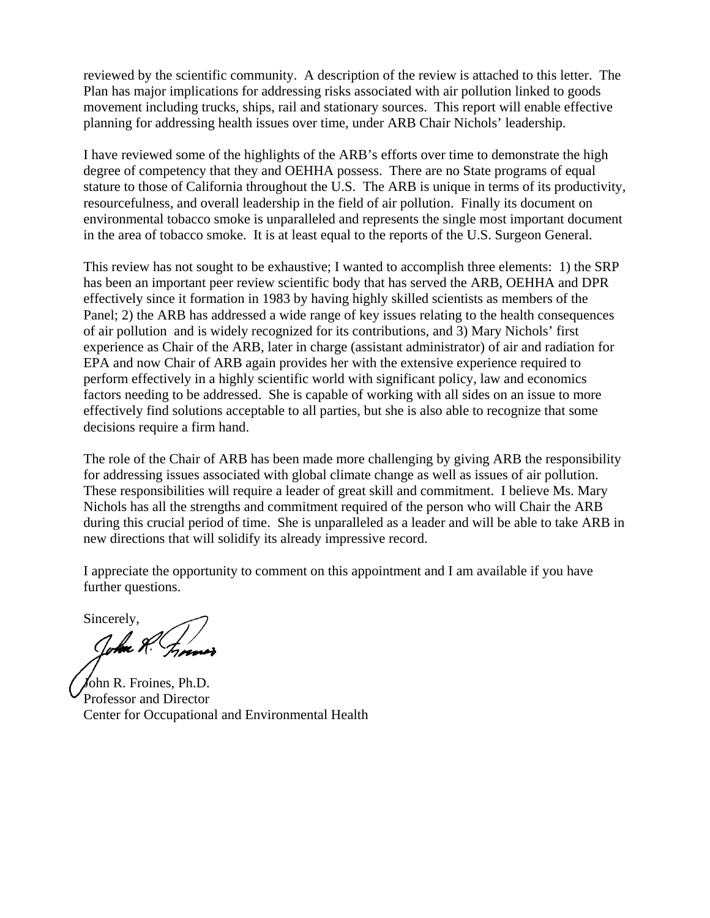reviewed by the scientific community. A description of the review is attached to this letter. The Plan has major implications for addressing risks associated with air pollution linked to goods movement including trucks, ships, rail and stationary sources. This report will enable effective planning for addressing health issues over time, under ARB Chair Nichols' leadership.

I have reviewed some of the highlights of the ARB's efforts over time to demonstrate the high degree of competency that they and OEHHA possess. There are no State programs of equal stature to those of California throughout the U.S. The ARB is unique in terms of its productivity, resourcefulness, and overall leadership in the field of air pollution. Finally its document on environmental tobacco smoke is unparalleled and represents the single most important document in the area of tobacco smoke. It is at least equal to the reports of the U.S. Surgeon General.

This review has not sought to be exhaustive; I wanted to accomplish three elements: 1) the SRP has been an important peer review scientific body that has served the ARB, OEHHA and DPR effectively since it formation in 1983 by having highly skilled scientists as members of the Panel; 2) the ARB has addressed a wide range of key issues relating to the health consequences of air pollution and is widely recognized for its contributions, and 3) Mary Nichols' first experience as Chair of the ARB, later in charge (assistant administrator) of air and radiation for EPA and now Chair of ARB again provides her with the extensive experience required to perform effectively in a highly scientific world with significant policy, law and economics factors needing to be addressed. She is capable of working with all sides on an issue to more effectively find solutions acceptable to all parties, but she is also able to recognize that some decisions require a firm hand.

The role of the Chair of ARB has been made more challenging by giving ARB the responsibility for addressing issues associated with global climate change as well as issues of air pollution. These responsibilities will require a leader of great skill and commitment. I believe Ms. Mary Nichols has all the strengths and commitment required of the person who will Chair the ARB during this crucial period of time. She is unparalleled as a leader and will be able to take ARB in new directions that will solidify its already impressive record.

I appreciate the opportunity to comment on this appointment and I am available if you have further questions.

Sincerely,

John R. Froines

John R. Froines, Ph.D.
Professor and Director
Center for Occupational and Environmental Health